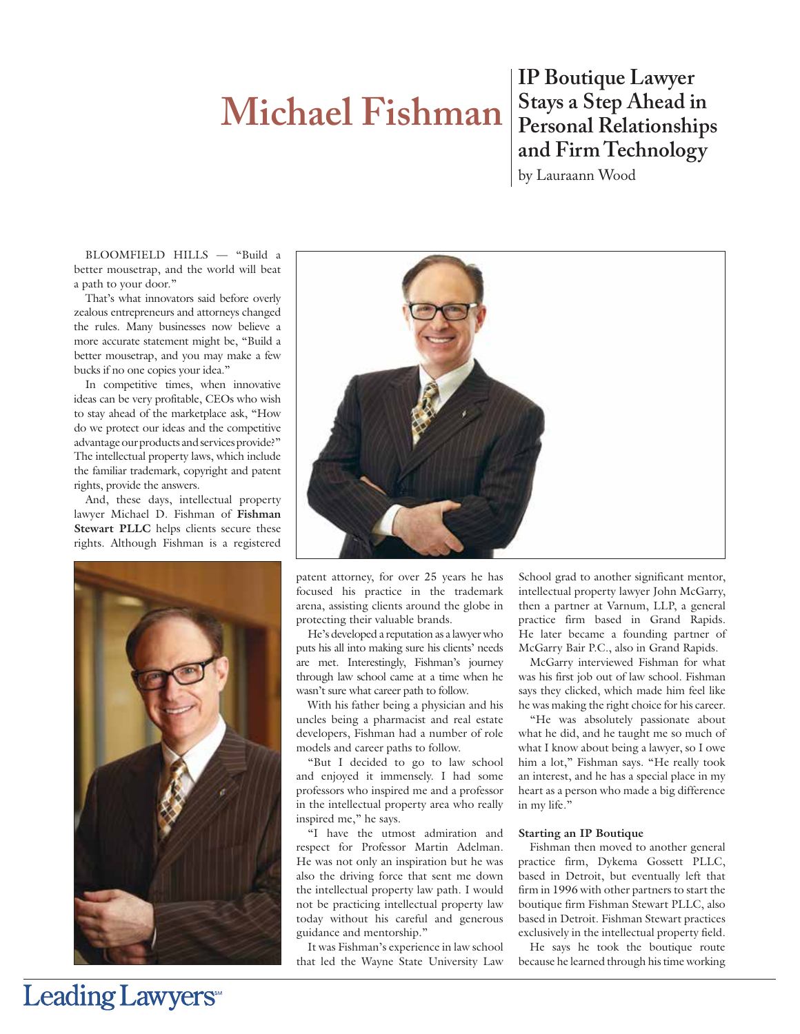# Michael Fishman

## IP Boutique Lawyer Stays a Step Ahead in Personal Relationships and Firm Technology

by Lauraann Wood

BLOOMFIELD HILLS — "Build a better mousetrap, and the world will beat a path to your door."

That's what innovators said before overly zealous entrepreneurs and attorneys changed the rules. Many businesses now believe a more accurate statement might be, "Build a better mousetrap, and you may make a few bucks if no one copies your idea."

In competitive times, when innovative ideas can be very profitable, CEOs who wish to stay ahead of the marketplace ask, "How do we protect our ideas and the competitive advantage our products and services provide?" The intellectual property laws, which include the familiar trademark, copyright and patent rights, provide the answers.

And, these days, intellectual property lawyer Michael D. Fishman of **Fishman Stewart PLLC** helps clients secure these rights. Although Fishman is a registered patent attorney, for over 25 years he has focused his practice in the trademark arena, assisting clients around the globe in protecting their valuable brands.

He's developed a reputation as a lawyer who puts his all into making sure his clients' needs are met. Interestingly, Fishman's journey through law school came at a time when he wasn't sure what career path to follow.

With his father being a physician and his uncles being a pharmacist and real estate developers, Fishman had a number of role models and career paths to follow.

"But I decided to go to law school and enjoyed it immensely. I had some professors who inspired me and a professor in the intellectual property area who really inspired me," he says.

"I have the utmost admiration and respect for Professor Martin Adelman. He was not only an inspiration but he was also the driving force that sent me down the intellectual property law path. I would not be practicing intellectual property law today without his careful and generous guidance and mentorship."

It was Fishman's experience in law school that led the Wayne State University Law School grad to another significant mentor, intellectual property lawyer John McGarry, then a partner at Varnum, LLP, a general practice firm based in Grand Rapids. He later became a founding partner of McGarry Bair P.C., also in Grand Rapids.

McGarry interviewed Fishman for what was his first job out of law school. Fishman says they clicked, which made him feel like he was making the right choice for his career.

"He was absolutely passionate about what he did, and he taught me so much of what I know about being a lawyer, so I owe him a lot," Fishman says. "He really took an interest, and he has a special place in my heart as a person who made a big difference in my life."

### Starting an IP Boutique

Fishman then moved to another general practice firm, Dykema Gossett PLLC, based in Detroit, but eventually left that firm in 1996 with other partners to start the boutique firm Fishman Stewart PLLC, also based in Detroit. Fishman Stewart practices exclusively in the intellectual property field.

He says he took the boutique route because he learned through his time working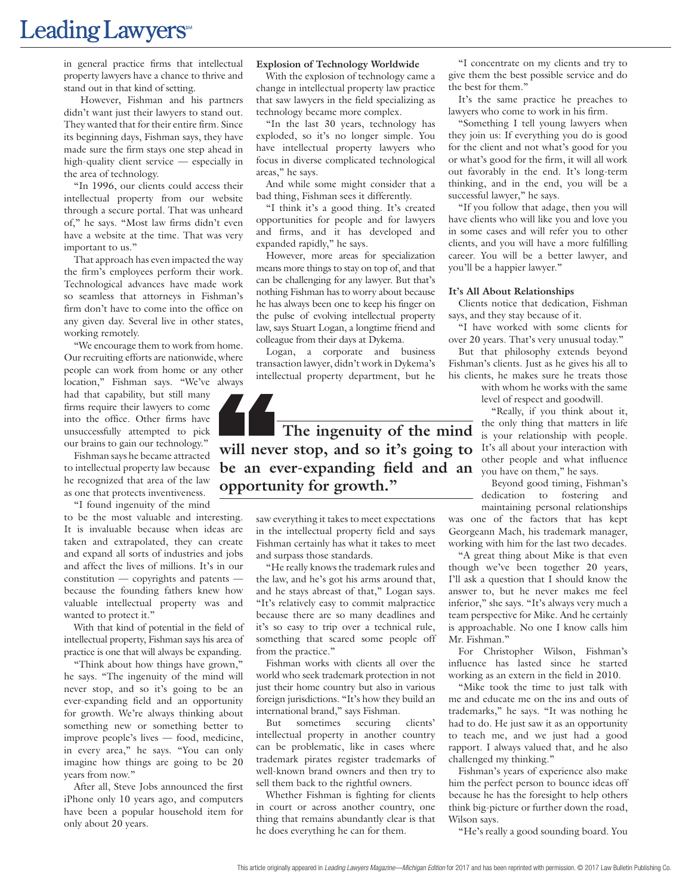in general practice firms that intellectual property lawyers have a chance to thrive and stand out in that kind of setting.

However, Fishman and his partners didn't want just their lawyers to stand out. They wanted that for their entire firm. Since its beginning days, Fishman says, they have made sure the firm stays one step ahead in high-quality client service — especially in the area of technology.

"In 1996, our clients could access their intellectual property from our website through a secure portal. That was unheard of," he says. "Most law firms didn't even have a website at the time. That was very important to us."

That approach has even impacted the way the firm's employees perform their work. Technological advances have made work so seamless that attorneys in Fishman's firm don't have to come into the office on any given day. Several live in other states, working remotely.

"We encourage them to work from home. Our recruiting efforts are nationwide, where people can work from home or any other location," Fishman says. "We've always had that capability, but still many firms require their lawyers to come into the office. Other firms have unsuccessfully attempted to pick our brains to gain our technology."

Fishman says he became attracted to intellectual property law because he recognized that area of the law as one that protects inventiveness.

"I found ingenuity of the mind to be the most valuable and interesting. It is invaluable because when ideas are taken and extrapolated, they can create and expand all sorts of industries and jobs and affect the lives of millions. It's in our constitution — copyrights and patents — because the founding fathers knew how valuable intellectual property was and wanted to protect it."

With that kind of potential in the field of intellectual property, Fishman says his area of practice is one that will always be expanding.

"Think about how things have grown," he says. "The ingenuity of the mind will never stop, and so it's going to be an ever-expanding field and an opportunity for growth. We're always thinking about something new or something better to improve people's lives — food, medicine, in every area," he says. "You can only imagine how things are going to be 20 years from now."

After all, Steve Jobs announced the first iPhone only 10 years ago, and computers have been a popular household item for only about 20 years.

**Explosion of Technology Worldwide**

With the explosion of technology came a change in intellectual property law practice that saw lawyers in the field specializing as technology became more complex.

"In the last 30 years, technology has exploded, so it's no longer simple. You have intellectual property lawyers who focus in diverse complicated technological areas," he says.

And while some might consider that a bad thing, Fishman sees it differently.

"I think it's a good thing. It's created opportunities for people and for lawyers and firms, and it has developed and expanded rapidly," he says.

However, more areas for specialization means more things to stay on top of, and that can be challenging for any lawyer. But that's nothing Fishman has to worry about because he has always been one to keep his finger on the pulse of evolving intellectual property law, says Stuart Logan, a longtime friend and colleague from their days at Dykema.

Logan, a corporate and business transaction lawyer, didn't work in Dykema's intellectual property department, but he saw everything it takes to meet expectations in the intellectual property field and says Fishman certainly has what it takes to meet and surpass those standards.

> **"The ingenuity of the mind will never stop, and so it's going to be an ever-expanding field and an opportunity for growth."**

"He really knows the trademark rules and the law, and he's got his arms around that, and he stays abreast of that," Logan says. "It's relatively easy to commit malpractice because there are so many deadlines and it's so easy to trip over a technical rule, something that scared some people off from the practice."

Fishman works with clients all over the world who seek trademark protection in not just their home country but also in various foreign jurisdictions. "It's how they build an international brand," says Fishman.

But sometimes securing clients' intellectual property in another country can be problematic, like in cases where trademark pirates register trademarks of well-known brand owners and then try to sell them back to the rightful owners.

Whether Fishman is fighting for clients in court or across another country, one thing that remains abundantly clear is that he does everything he can for them.

"I concentrate on my clients and try to give them the best possible service and do the best for them."

It's the same practice he preaches to lawyers who come to work in his firm.

"Something I tell young lawyers when they join us: If everything you do is good for the client and not what's good for you or what's good for the firm, it will all work out favorably in the end. It's long-term thinking, and in the end, you will be a successful lawyer," he says.

"If you follow that adage, then you will have clients who will like you and love you in some cases and will refer you to other clients, and you will have a more fulfilling career. You will be a better lawyer, and you'll be a happier lawyer."

**It's All About Relationships**

Clients notice that dedication, Fishman says, and they stay because of it.

"I have worked with some clients for over 20 years. That's very unusual today."

But that philosophy extends beyond Fishman's clients. Just as he gives his all to his clients, he makes sure he treats those with whom he works with the same level of respect and goodwill.

"Really, if you think about it, the only thing that matters in life is your relationship with people. It's all about your interaction with other people and what influence you have on them," he says.

Beyond good timing, Fishman's dedication to fostering and maintaining personal relationships was one of the factors that has kept Georgeann Mach, his trademark manager, working with him for the last two decades.

"A great thing about Mike is that even though we've been together 20 years, I'll ask a question that I should know the answer to, but he never makes me feel inferior," she says. "It's always very much a team perspective for Mike. And he certainly is approachable. No one I know calls him Mr. Fishman."

For Christopher Wilson, Fishman's influence has lasted since he started working as an extern in the field in 2010.

"Mike took the time to just talk with me and educate me on the ins and outs of trademarks," he says. "It was nothing he had to do. He just saw it as an opportunity to teach me, and we just had a good rapport. I always valued that, and he also challenged my thinking."

Fishman's years of experience also make him the perfect person to bounce ideas off because he has the foresight to help others think big-picture or further down the road, Wilson says.

"He's really a good sounding board. You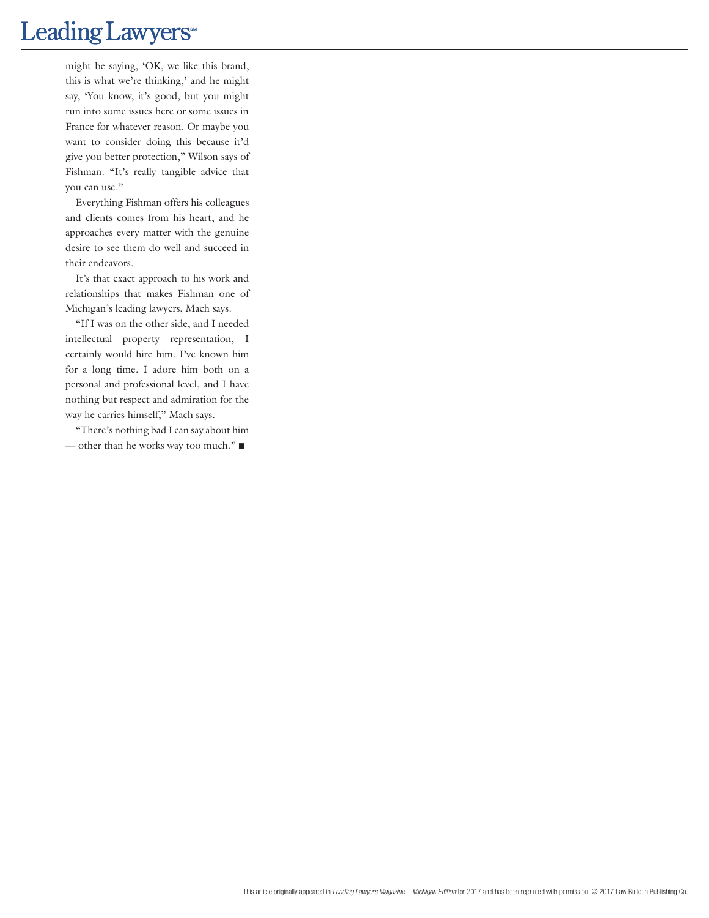might be saying, 'OK, we like this brand, this is what we're thinking,' and he might say, 'You know, it's good, but you might run into some issues here or some issues in France for whatever reason. Or maybe you want to consider doing this because it'd give you better protection," Wilson says of Fishman. "It's really tangible advice that you can use."

Everything Fishman offers his colleagues and clients comes from his heart, and he approaches every matter with the genuine desire to see them do well and succeed in their endeavors.

It's that exact approach to his work and relationships that makes Fishman one of Michigan's leading lawyers, Mach says.

"If I was on the other side, and I needed intellectual property representation, I certainly would hire him. I've known him for a long time. I adore him both on a personal and professional level, and I have nothing but respect and admiration for the way he carries himself," Mach says.

"There's nothing bad I can say about him — other than he works way too much." ■

This article originally appeared in *Leading Lawyers Magazine—Michigan Edition* for 2017 and has been reprinted with permission. © 2017 Law Bulletin Publishing Co.